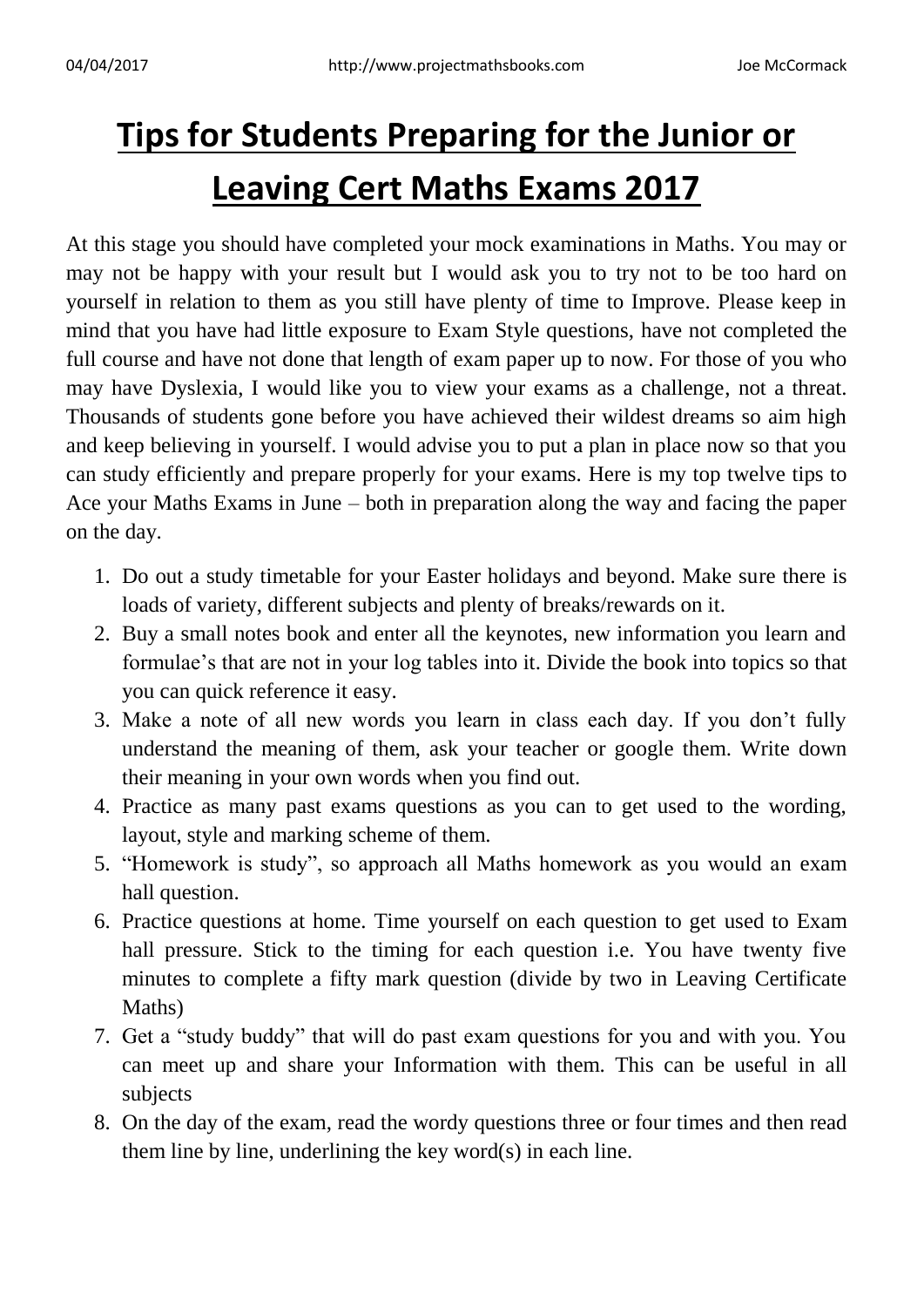# Tips for Students Preparing for the Junior or Leaving Cert Maths Exams 2017

At this stage you should have completed your mock examinations in Maths. You may or may not be happy with your result but I would ask you to try not to be too hard on yourself in relation to them as you still have plenty of time to Improve. Please keep in mind that you have had little exposure to Exam Style questions, have not completed the full course and have not done that length of exam paper up to now. For those of you who may have Dyslexia, I would like you to view your exams as a challenge, not a threat. Thousands of students gone before you have achieved their wildest dreams so aim high and keep believing in yourself. I would advise you to put a plan in place now so that you can study efficiently and prepare properly for your exams. Here is my top twelve tips to Ace your Maths Exams in June – both in preparation along the way and facing the paper on the day.

1. Do out a study timetable for your Easter holidays and beyond. Make sure there is loads of variety, different subjects and plenty of breaks/rewards on it.
2. Buy a small notes book and enter all the keynotes, new information you learn and formulae's that are not in your log tables into it. Divide the book into topics so that you can quick reference it easy.
3. Make a note of all new words you learn in class each day. If you don't fully understand the meaning of them, ask your teacher or google them. Write down their meaning in your own words when you find out.
4. Practice as many past exams questions as you can to get used to the wording, layout, style and marking scheme of them.
5. "Homework is study", so approach all Maths homework as you would an exam hall question.
6. Practice questions at home. Time yourself on each question to get used to Exam hall pressure. Stick to the timing for each question i.e. You have twenty five minutes to complete a fifty mark question (divide by two in Leaving Certificate Maths)
7. Get a "study buddy" that will do past exam questions for you and with you. You can meet up and share your Information with them. This can be useful in all subjects
8. On the day of the exam, read the wordy questions three or four times and then read them line by line, underlining the key word(s) in each line.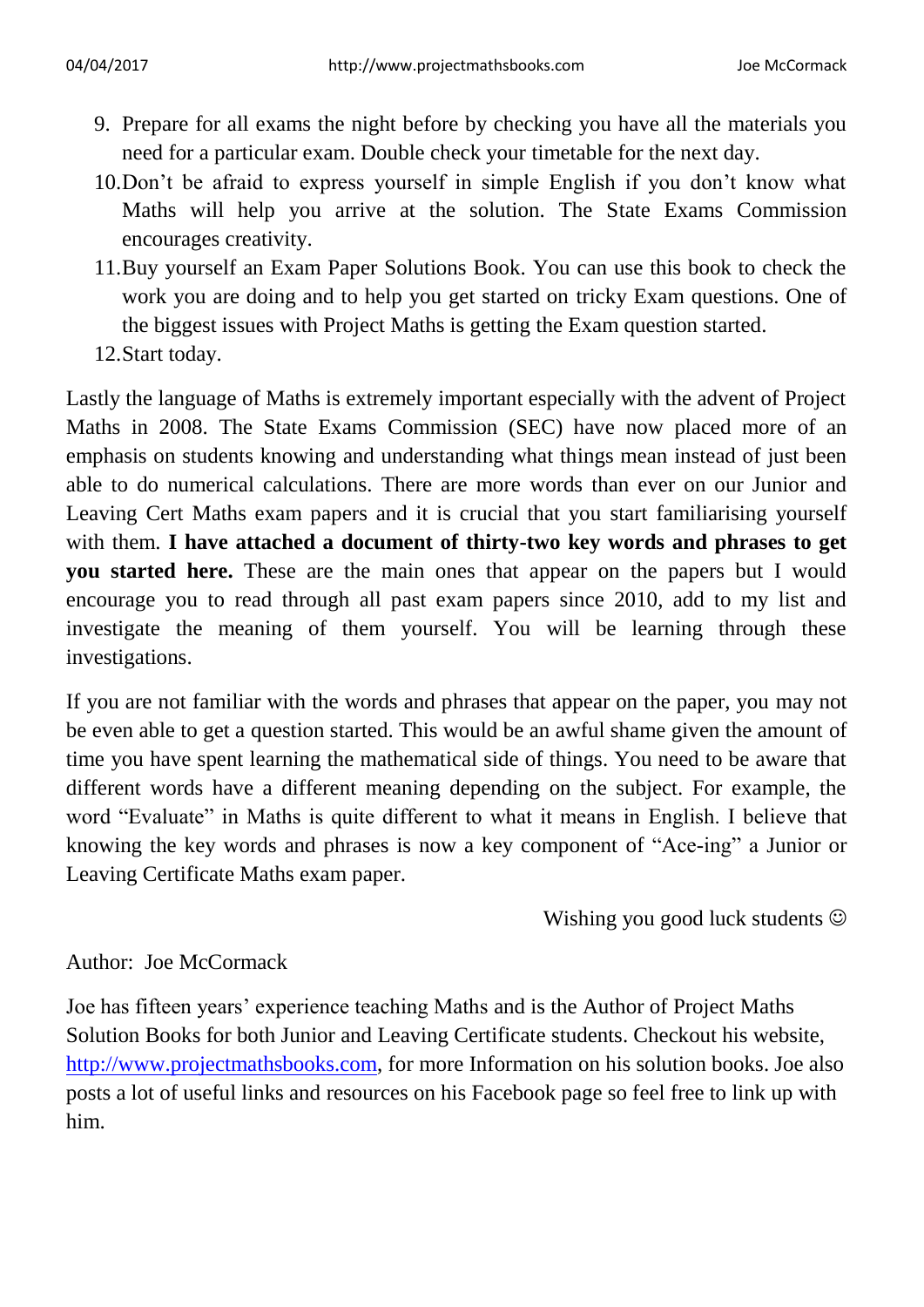9. Prepare for all exams the night before by checking you have all the materials you need for a particular exam. Double check your timetable for the next day.
10. Don't be afraid to express yourself in simple English if you don't know what Maths will help you arrive at the solution. The State Exams Commission encourages creativity.
11. Buy yourself an Exam Paper Solutions Book. You can use this book to check the work you are doing and to help you get started on tricky Exam questions. One of the biggest issues with Project Maths is getting the Exam question started.
12. Start today.

Lastly the language of Maths is extremely important especially with the advent of Project Maths in 2008. The State Exams Commission (SEC) have now placed more of an emphasis on students knowing and understanding what things mean instead of just been able to do numerical calculations. There are more words than ever on our Junior and Leaving Cert Maths exam papers and it is crucial that you start familiarising yourself with them. **I have attached a document of thirty-two key words and phrases to get you started here.** These are the main ones that appear on the papers but I would encourage you to read through all past exam papers since 2010, add to my list and investigate the meaning of them yourself. You will be learning through these investigations.

If you are not familiar with the words and phrases that appear on the paper, you may not be even able to get a question started. This would be an awful shame given the amount of time you have spent learning the mathematical side of things. You need to be aware that different words have a different meaning depending on the subject. For example, the word "Evaluate" in Maths is quite different to what it means in English. I believe that knowing the key words and phrases is now a key component of "Ace-ing" a Junior or Leaving Certificate Maths exam paper.

Wishing you good luck students ☺

Author: Joe McCormack

Joe has fifteen years' experience teaching Maths and is the Author of Project Maths Solution Books for both Junior and Leaving Certificate students. Checkout his website, [http://www.projectmathsbooks.com](http://www.projectmathsbooks.com), for more Information on his solution books. Joe also posts a lot of useful links and resources on his Facebook page so feel free to link up with him.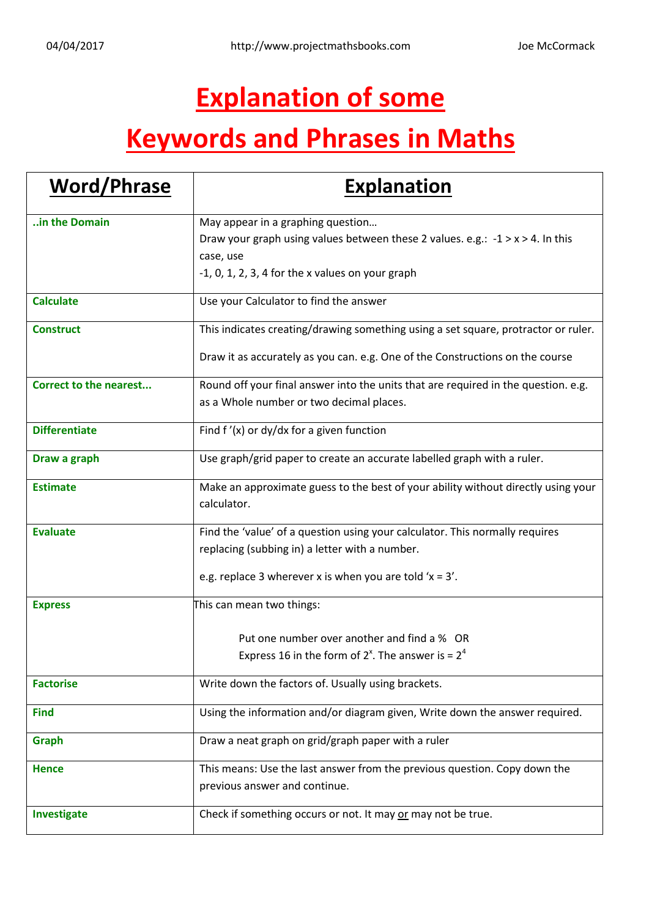# Explanation of some

# Keywords and Phrases in Maths

| Word/Phrase | Explanation |
|---|---|
| **..in the Domain** | May appear in a graphing question… Draw your graph using values between these 2 values. e.g.: $-1 > x > 4$. In this case, use -1, 0, 1, 2, 3, 4 for the x values on your graph |
| **Calculate** | Use your Calculator to find the answer |
| **Construct** | This indicates creating/drawing something using a set square, protractor or ruler. Draw it as accurately as you can. e.g. One of the Constructions on the course |
| **Correct to the nearest...** | Round off your final answer into the units that are required in the question. e.g. as a Whole number or two decimal places. |
| **Differentiate** | Find $f'(x)$ or $dy/dx$ for a given function |
| **Draw a graph** | Use graph/grid paper to create an accurate labelled graph with a ruler. |
| **Estimate** | Make an approximate guess to the best of your ability without directly using your calculator. |
| **Evaluate** | Find the 'value' of a question using your calculator. This normally requires replacing (subbing in) a letter with a number. e.g. replace 3 wherever x is when you are told '$x = 3$'. |
| **Express** | This can mean two things: Put one number over another and find a % OR Express 16 in the form of $2^x$. The answer is $= 2^4$ |
| **Factorise** | Write down the factors of. Usually using brackets. |
| **Find** | Using the information and/or diagram given, Write down the answer required. |
| **Graph** | Draw a neat graph on grid/graph paper with a ruler |
| **Hence** | This means: Use the last answer from the previous question. Copy down the previous answer and continue. |
| **Investigate** | Check if something occurs or not. It may or may not be true. |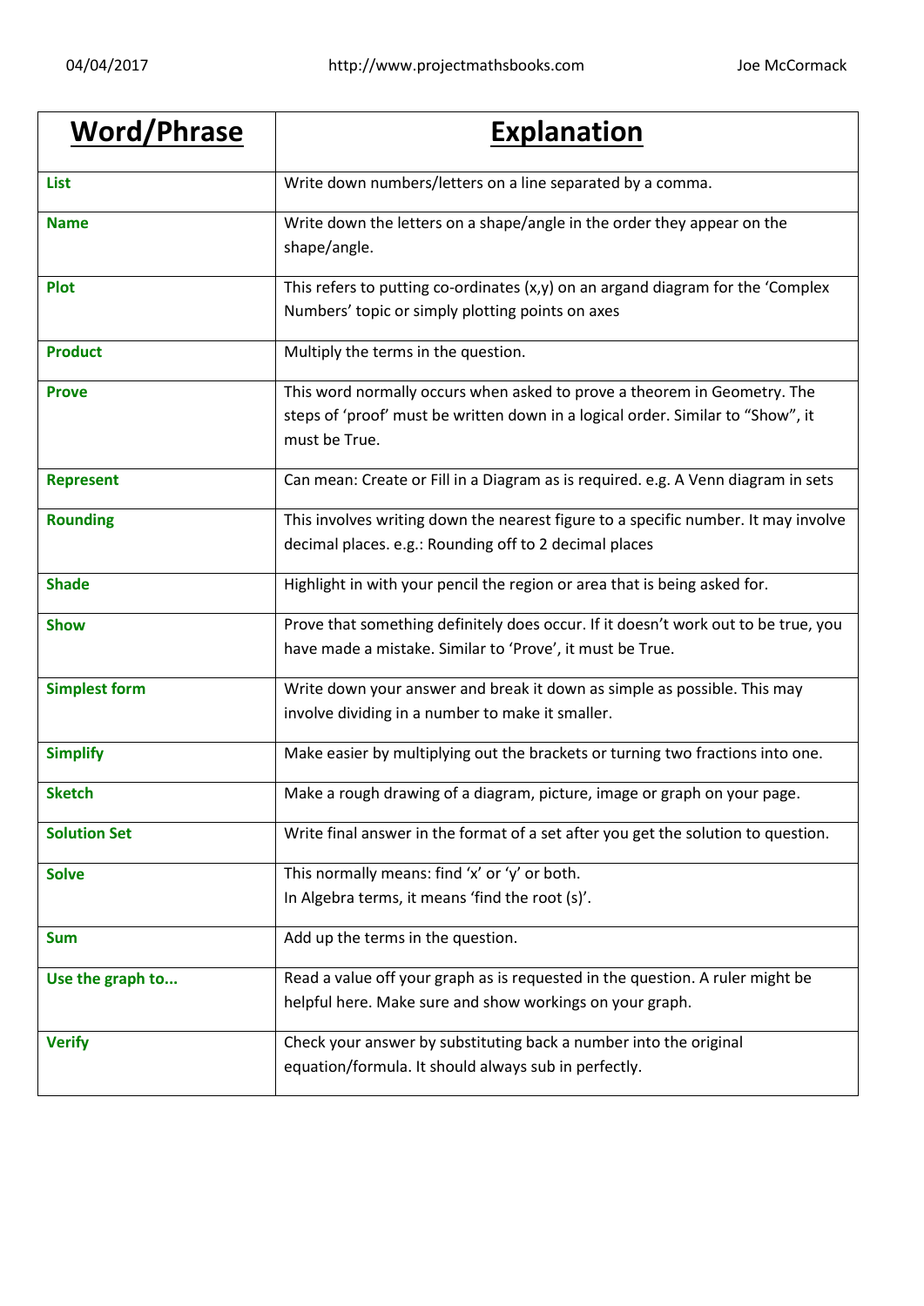| Word/Phrase | Explanation |
|---|---|
| **List** | Write down numbers/letters on a line separated by a comma. |
| **Name** | Write down the letters on a shape/angle in the order they appear on the shape/angle. |
| **Plot** | This refers to putting co-ordinates (x,y) on an argand diagram for the 'Complex Numbers' topic or simply plotting points on axes |
| **Product** | Multiply the terms in the question. |
| **Prove** | This word normally occurs when asked to prove a theorem in Geometry. The steps of 'proof' must be written down in a logical order. Similar to "Show", it must be True. |
| **Represent** | Can mean: Create or Fill in a Diagram as is required. e.g. A Venn diagram in sets |
| **Rounding** | This involves writing down the nearest figure to a specific number. It may involve decimal places. e.g.: Rounding off to 2 decimal places |
| **Shade** | Highlight in with your pencil the region or area that is being asked for. |
| **Show** | Prove that something definitely does occur. If it doesn't work out to be true, you have made a mistake. Similar to 'Prove', it must be True. |
| **Simplest form** | Write down your answer and break it down as simple as possible. This may involve dividing in a number to make it smaller. |
| **Simplify** | Make easier by multiplying out the brackets or turning two fractions into one. |
| **Sketch** | Make a rough drawing of a diagram, picture, image or graph on your page. |
| **Solution Set** | Write final answer in the format of a set after you get the solution to question. |
| **Solve** | This normally means: find 'x' or 'y' or both.<br>In Algebra terms, it means 'find the root (s)'. |
| **Sum** | Add up the terms in the question. |
| **Use the graph to...** | Read a value off your graph as is requested in the question. A ruler might be helpful here. Make sure and show workings on your graph. |
| **Verify** | Check your answer by substituting back a number into the original equation/formula. It should always sub in perfectly. |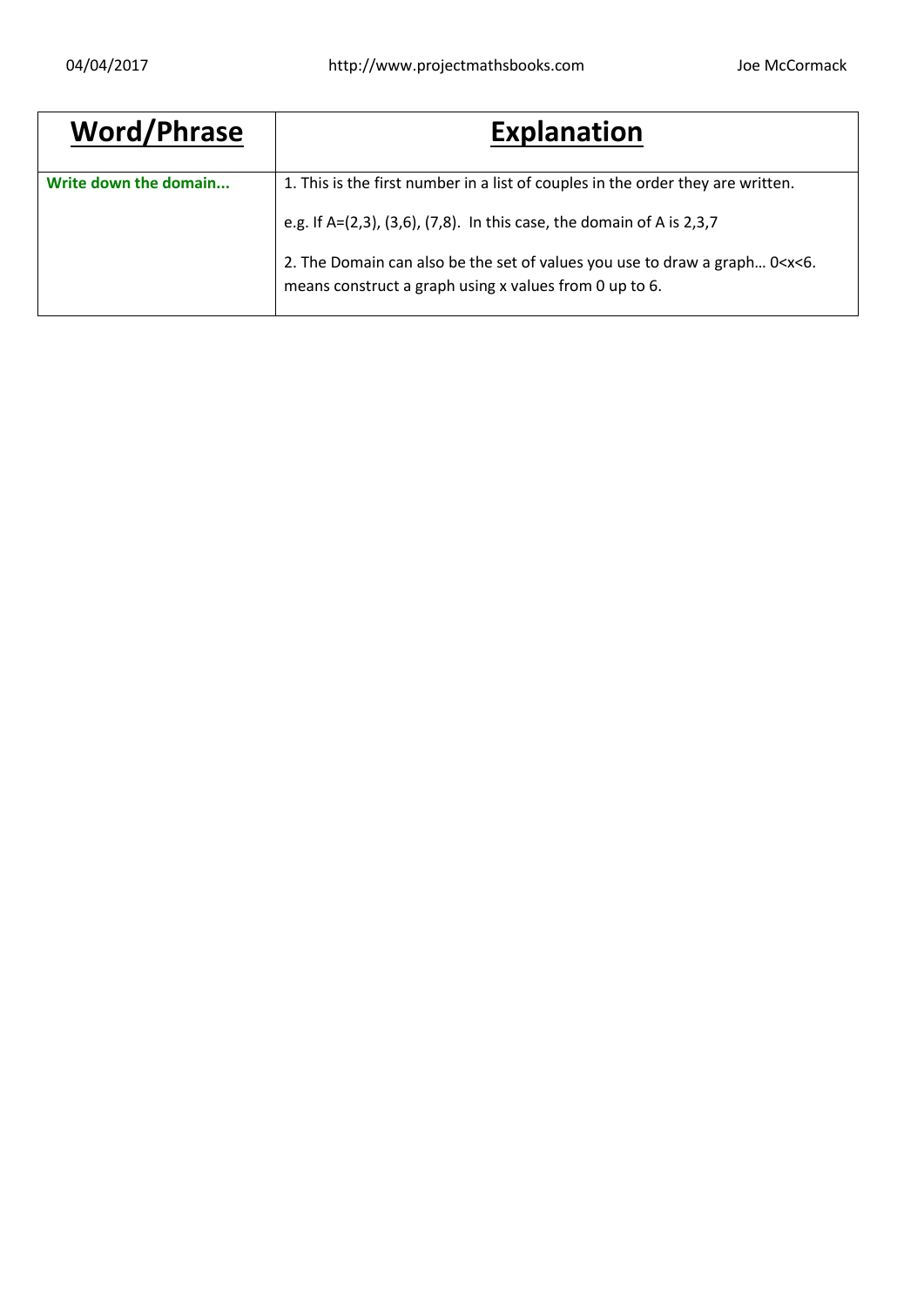| **Word/Phrase** | **Explanation** |
| --- | --- |
| **Write down the domain...** | 1. This is the first number in a list of couples in the order they are written.<br><br>e.g. If A=(2,3), (3,6), (7,8). In this case, the domain of A is 2,3,7<br><br>2. The Domain can also be the set of values you use to draw a graph… $0<x<6$. means construct a graph using x values from 0 up to 6. |